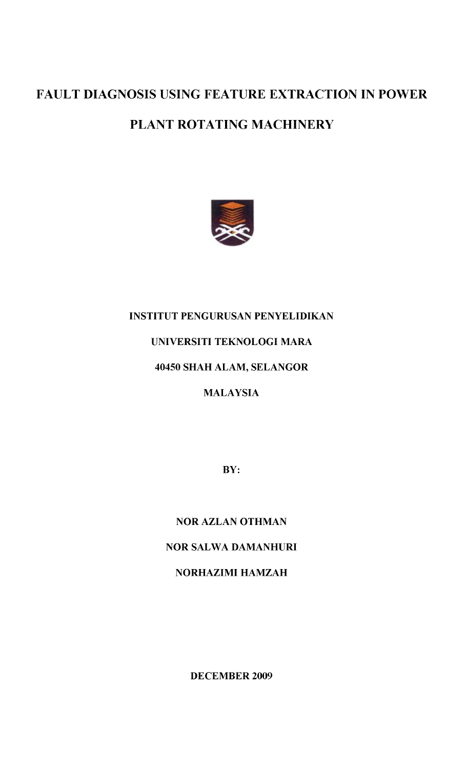# FAULT DIAGNOSIS USING FEATURE EXTRACTION IN POWER PLANT ROTATING MACHINERY

**INSTITUT PENGURUSAN PENYELIDIKAN**

**UNIVERSITI TEKNOLOGI MARA**

**40450 SHAH ALAM, SELANGOR**

**MALAYSIA**

**BY:**

**NOR AZLAN OTHMAN**

**NOR SALWA DAMANHURI**

**NORHAZIMI HAMZAH**

**DECEMBER 2009**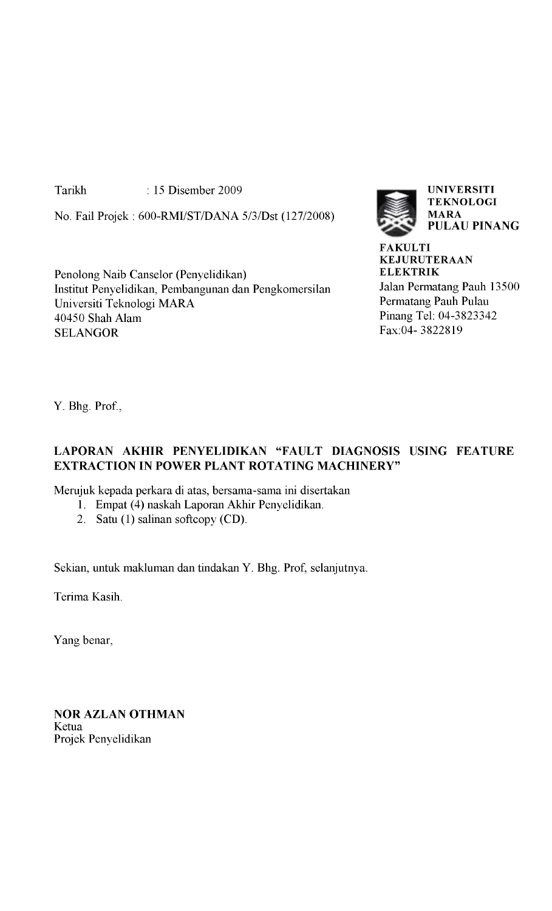Tarikh : 15 Disember 2009

No. Fail Projek : 600-RMI/ST/DANA 5/3/Dst (127/2008)

**UNIVERSITI TEKNOLOGI MARA PULAU PINANG**

**FAKULTI KEJURUTERAAN ELEKTRIK**
Jalan Permatang Pauh 13500
Permatang Pauh Pulau
Pinang Tel: 04-3823342
Fax:04- 3822819

Penolong Naib Canselor (Penyelidikan)
Institut Penyelidikan, Pembangunan dan Pengkomersilan
Universiti Teknologi MARA
40450 Shah Alam
SELANGOR

Y. Bhg. Prof.,

**LAPORAN AKHIR PENYELIDIKAN "FAULT DIAGNOSIS USING FEATURE EXTRACTION IN POWER PLANT ROTATING MACHINERY"**

Merujuk kepada perkara di atas, bersama-sama ini disertakan

1. Empat (4) naskah Laporan Akhir Penyelidikan.
2. Satu (1) salinan softcopy (CD).

Sekian, untuk makluman dan tindakan Y. Bhg. Prof, selanjutnya.

Terima Kasih.

Yang benar,

**NOR AZLAN OTHMAN**
Ketua
Projek Penyelidikan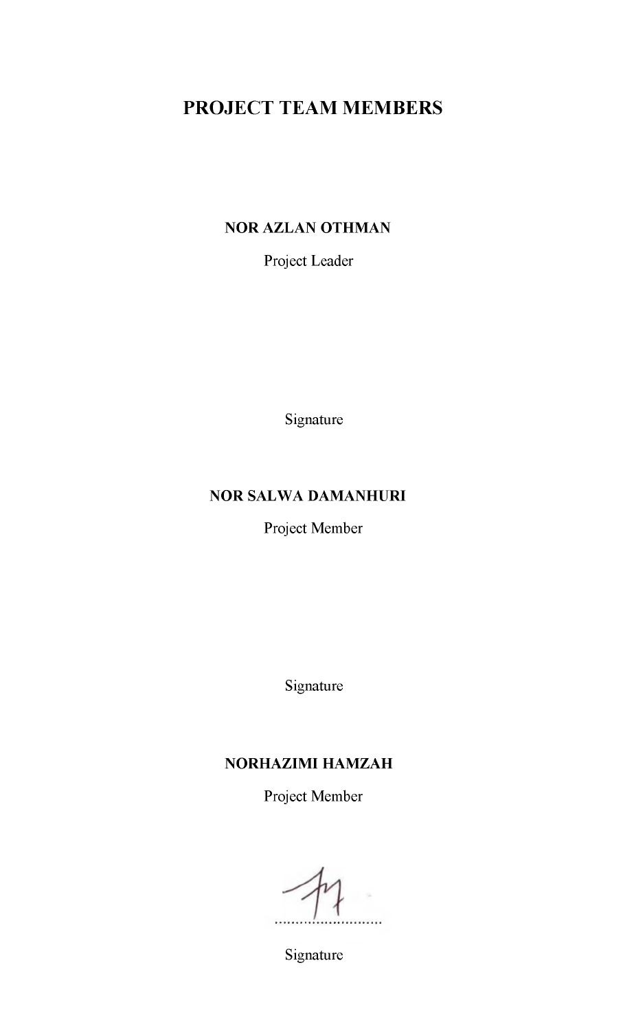# PROJECT TEAM MEMBERS

**NOR AZLAN OTHMAN**

Project Leader

Signature

**NOR SALWA DAMANHURI**

Project Member

Signature

**NORHAZIMI HAMZAH**

Project Member

..........................

Signature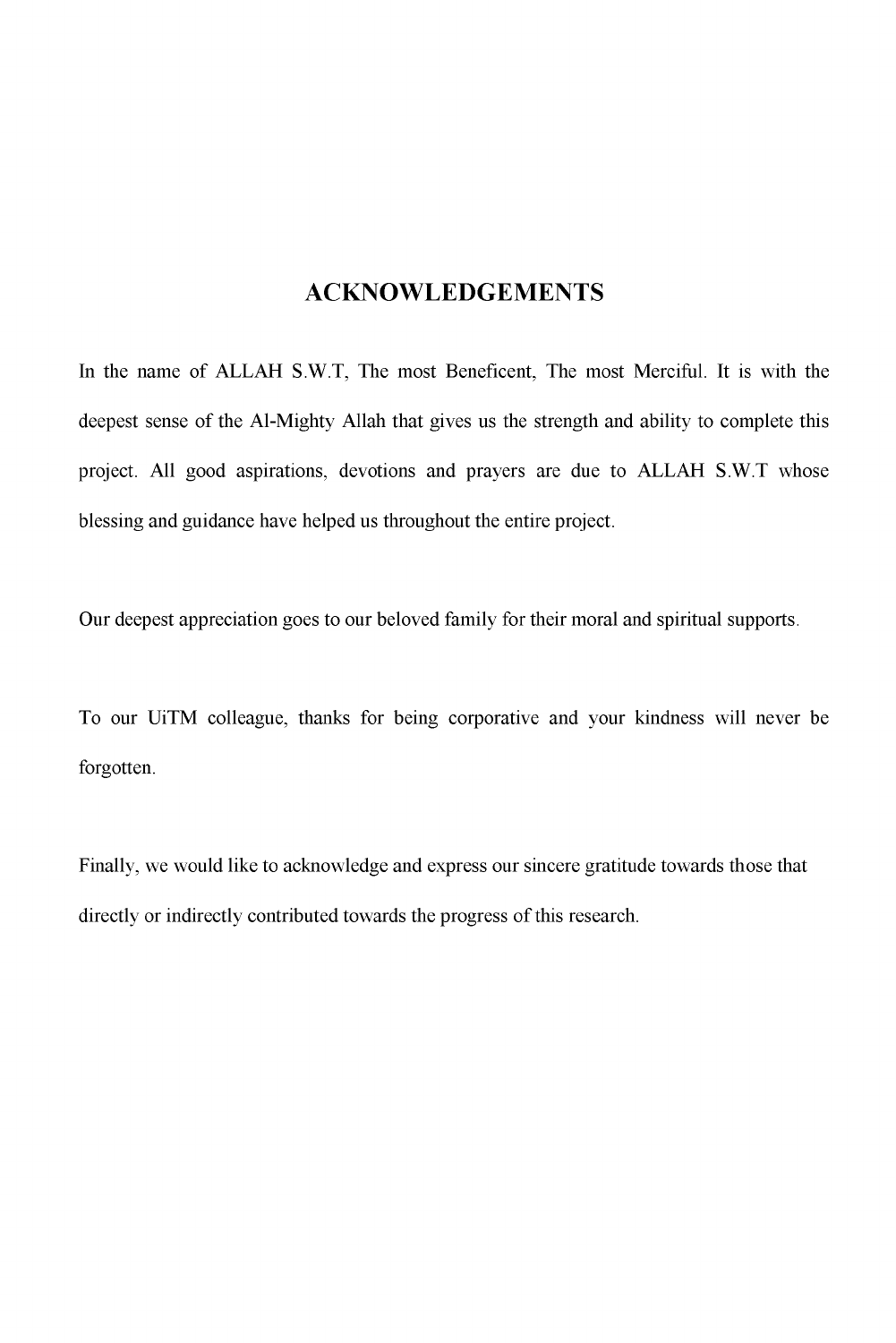# ACKNOWLEDGEMENTS

In the name of ALLAH S.W.T, The most Beneficent, The most Merciful. It is with the deepest sense of the Al-Mighty Allah that gives us the strength and ability to complete this project. All good aspirations, devotions and prayers are due to ALLAH S.W.T whose blessing and guidance have helped us throughout the entire project.

Our deepest appreciation goes to our beloved family for their moral and spiritual supports.

To our UiTM colleague, thanks for being corporative and your kindness will never be forgotten.

Finally, we would like to acknowledge and express our sincere gratitude towards those that directly or indirectly contributed towards the progress of this research.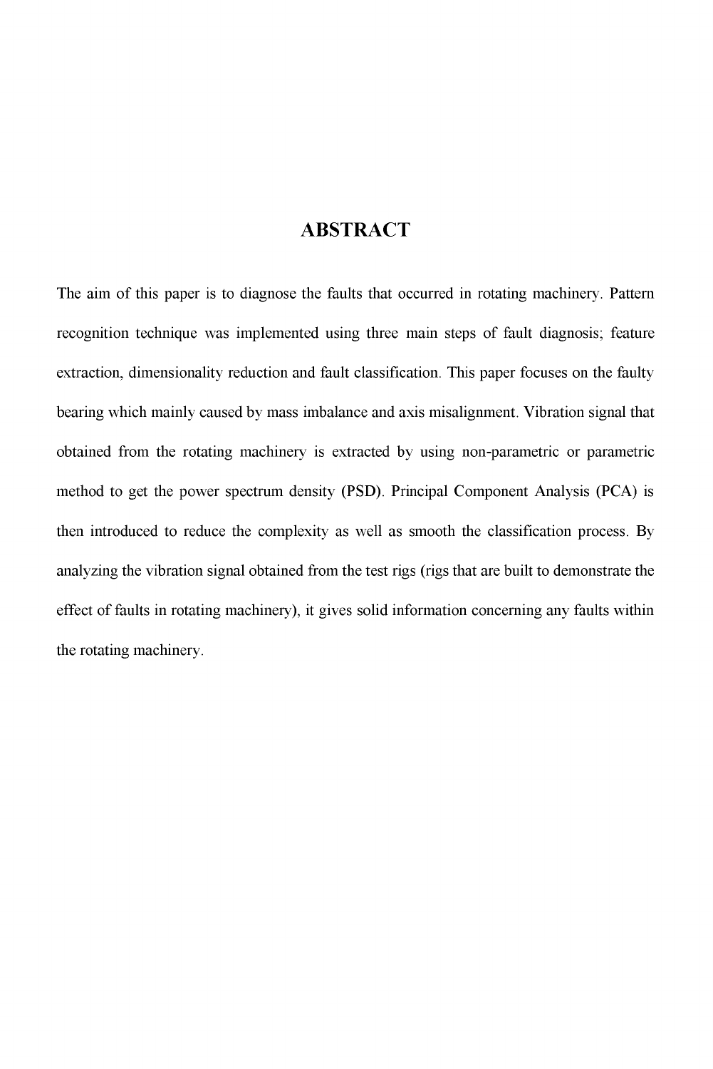# ABSTRACT

The aim of this paper is to diagnose the faults that occurred in rotating machinery. Pattern recognition technique was implemented using three main steps of fault diagnosis; feature extraction, dimensionality reduction and fault classification. This paper focuses on the faulty bearing which mainly caused by mass imbalance and axis misalignment. Vibration signal that obtained from the rotating machinery is extracted by using non-parametric or parametric method to get the power spectrum density (PSD). Principal Component Analysis (PCA) is then introduced to reduce the complexity as well as smooth the classification process. By analyzing the vibration signal obtained from the test rigs (rigs that are built to demonstrate the effect of faults in rotating machinery), it gives solid information concerning any faults within the rotating machinery.